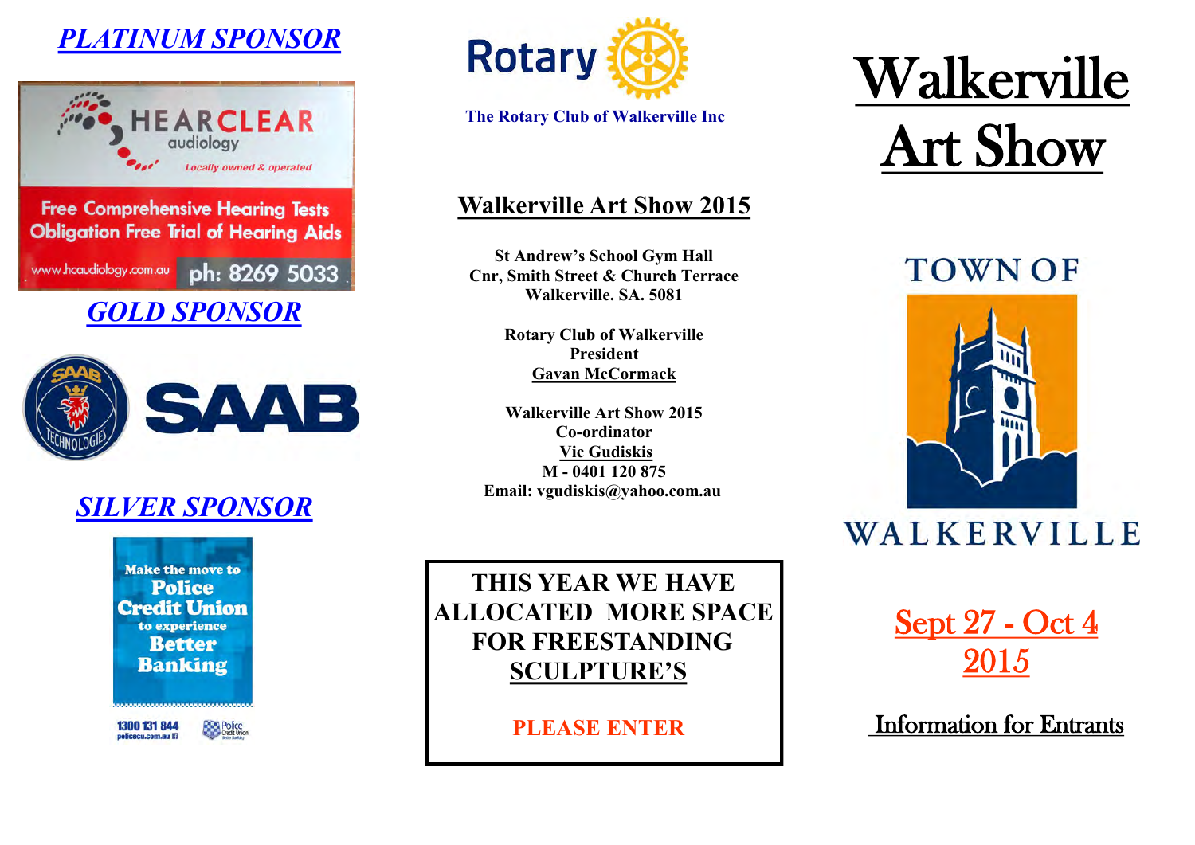## *PLATINUM SPONSOR*

HEARCLEAR audiology

*Locally owned & operated*

Free Comprehensive Hearing Tests
Obligation Free Trial of Hearing Aids

www.hcaudiology.com.au ph: 8269 5033

## *GOLD SPONSOR*

SAAB TECHNOLOGIES

SAAB

## *SILVER SPONSOR*

Make the move to **Police Credit Union** to experience **Better Banking**

1300 131 844
policecu.com.au

Police Credit Union

Rotary

**The Rotary Club of Walkerville Inc**

## Walkerville Art Show 2015

**St Andrew's School Gym Hall**
**Cnr, Smith Street & Church Terrace**
**Walkerville. SA. 5081**

**Rotary Club of Walkerville**
**President**
**Gavan McCormack**

**Walkerville Art Show 2015**
**Co-ordinator**
**Vic Gudiskis**
**M - 0401 120 875**
**Email: vgudiskis@yahoo.com.au**

**THIS YEAR WE HAVE ALLOCATED MORE SPACE FOR FREESTANDING SCULPTURE'S**

**PLEASE ENTER**

# Walkerville Art Show

TOWN OF WALKERVILLE

## Sept 27 - Oct 4 2015

## Information for Entrants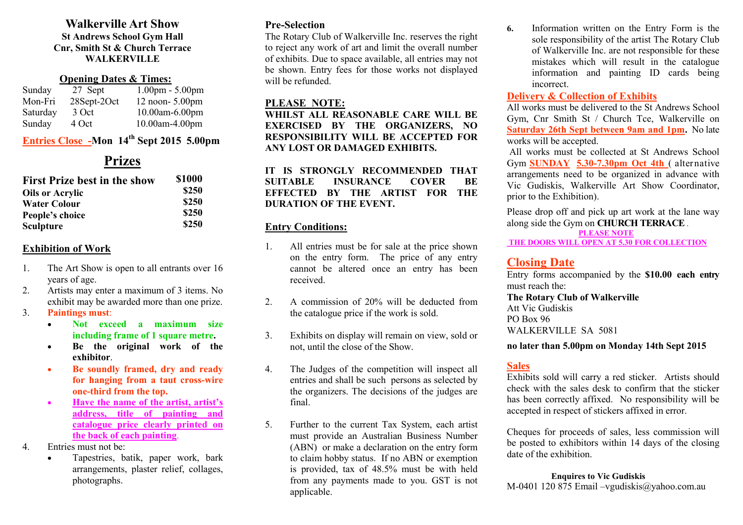# Walkerville Art Show

**St Andrews School Gym Hall**
**Cnr, Smith St & Church Terrace**
**WALKERVILLE**

## Opening Dates & Times:

| | | |
|---|---|---|
| Sunday | 27 Sept | 1.00pm - 5.00pm |
| Mon-Fri | 28Sept-2Oct | 12 noon- 5.00pm |
| Saturday | 3 Oct | 10.00am-6.00pm |
| Sunday | 4 Oct | 10.00am-4.00pm |

**Entries Close -Mon 14th Sept 2015 5.00pm**

## Prizes

| | |
|---|---|
| **First Prize best in the show** | **$1000** |
| **Oils or Acrylic** | **$250** |
| **Water Colour** | **$250** |
| **People's choice** | **$250** |
| **Sculpture** | **$250** |

## Exhibition of Work

1. The Art Show is open to all entrants over 16 years of age.
2. Artists may enter a maximum of 3 items. No exhibit may be awarded more than one prize.
3. **Paintings must**:
   - **Not exceed a maximum size including frame of 1 square metre.**
   - **Be the original work of the exhibitor**.
   - **Be soundly framed, dry and ready for hanging from a taut cross-wire one-third from the top.**
   - **Have the name of the artist, artist's address, title of painting and catalogue price clearly printed on the back of each painting**.
4. Entries must not be:
   - Tapestries, batik, paper work, bark arrangements, plaster relief, collages, photographs.

## Pre-Selection

The Rotary Club of Walkerville Inc. reserves the right to reject any work of art and limit the overall number of exhibits. Due to space available, all entries may not be shown. Entry fees for those works not displayed will be refunded.

## PLEASE NOTE:

**WHILST ALL REASONABLE CARE WILL BE EXERCISED BY THE ORGANIZERS, NO RESPONSIBILITY WILL BE ACCEPTED FOR ANY LOST OR DAMAGED EXHIBITS.**

**IT IS STRONGLY RECOMMENDED THAT SUITABLE INSURANCE COVER BE EFFECTED BY THE ARTIST FOR THE DURATION OF THE EVENT.**

## Entry Conditions:

1. All entries must be for sale at the price shown on the entry form. The price of any entry cannot be altered once an entry has been received.
2. A commission of 20% will be deducted from the catalogue price if the work is sold.
3. Exhibits on display will remain on view, sold or not, until the close of the Show.
4. The Judges of the competition will inspect all entries and shall be such persons as selected by the organizers. The decisions of the judges are final.
5. Further to the current Tax System, each artist must provide an Australian Business Number (ABN) or make a declaration on the entry form to claim hobby status. If no ABN or exemption is provided, tax of 48.5% must be with held from any payments made to you. GST is not applicable.
6. Information written on the Entry Form is the sole responsibility of the artist The Rotary Club of Walkerville Inc. are not responsible for these mistakes which will result in the catalogue information and painting ID cards being incorrect.

## Delivery & Collection of Exhibits

All works must be delivered to the St Andrews School Gym, Cnr Smith St / Church Tce, Walkerville on **Saturday 26th Sept between 9am and 1pm.** No late works will be accepted.

All works must be collected at St Andrews School Gym **SUNDAY 5.30-7.30pm Oct 4th** ( alternative arrangements need to be organized in advance with Vic Gudiskis, Walkerville Art Show Coordinator, prior to the Exhibition).

Please drop off and pick up art work at the lane way along side the Gym on **CHURCH TERRACE** .

**PLEASE NOTE**
**THE DOORS WILL OPEN AT 5.30 FOR COLLECTION**

## Closing Date

Entry forms accompanied by the **$10.00 each entry** must reach the:

**The Rotary Club of Walkerville**
Att Vic Gudiskis
PO Box 96
WALKERVILLE SA 5081

**no later than 5.00pm on Monday 14th Sept 2015**

## Sales

Exhibits sold will carry a red sticker. Artists should check with the sales desk to confirm that the sticker has been correctly affixed. No responsibility will be accepted in respect of stickers affixed in error.

Cheques for proceeds of sales, less commission will be posted to exhibitors within 14 days of the closing date of the exhibition.

**Enquires to Vic Gudiskis**
M-0401 120 875 Email –vgudiskis@yahoo.com.au